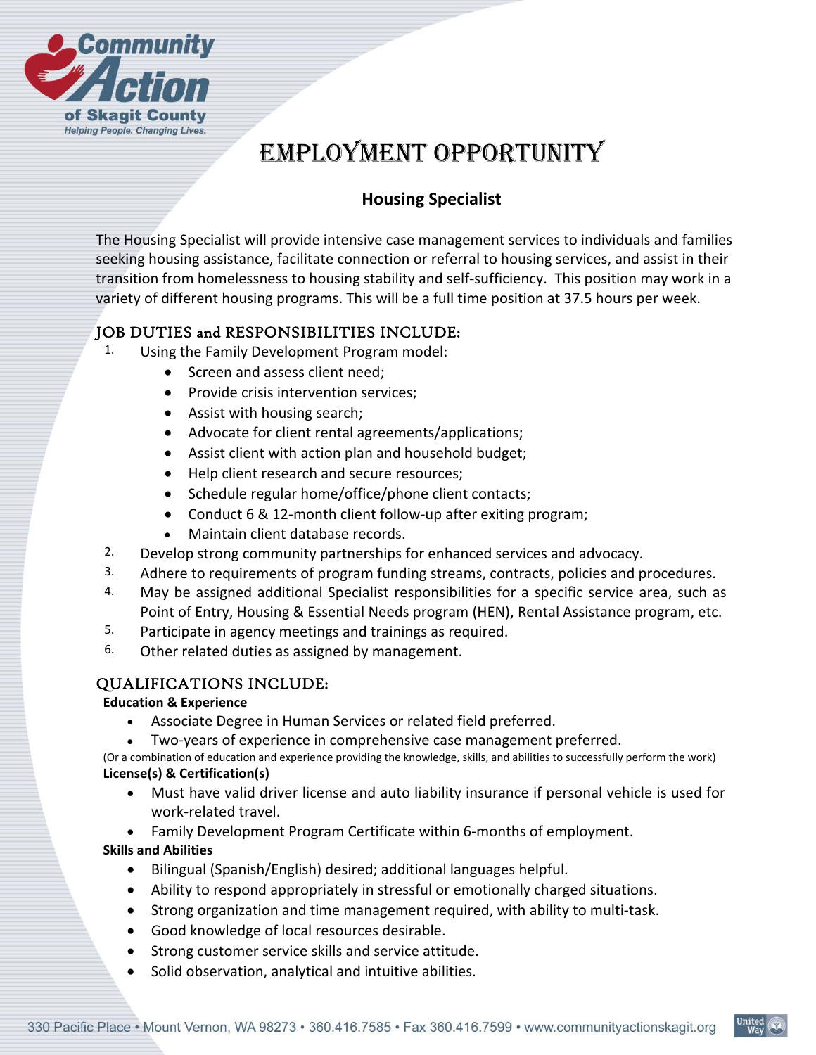# EMPLOYMENT OPPORTUNITY

## Housing Specialist

The Housing Specialist will provide intensive case management services to individuals and families seeking housing assistance, facilitate connection or referral to housing services, and assist in their transition from homelessness to housing stability and self-sufficiency. This position may work in a variety of different housing programs. This will be a full time position at 37.5 hours per week.

### JOB DUTIES and RESPONSIBILITIES INCLUDE:

1. Using the Family Development Program model:
   - Screen and assess client need;
   - Provide crisis intervention services;
   - Assist with housing search;
   - Advocate for client rental agreements/applications;
   - Assist client with action plan and household budget;
   - Help client research and secure resources;
   - Schedule regular home/office/phone client contacts;
   - Conduct 6 & 12-month client follow-up after exiting program;
   - Maintain client database records.
2. Develop strong community partnerships for enhanced services and advocacy.
3. Adhere to requirements of program funding streams, contracts, policies and procedures.
4. May be assigned additional Specialist responsibilities for a specific service area, such as Point of Entry, Housing & Essential Needs program (HEN), Rental Assistance program, etc.
5. Participate in agency meetings and trainings as required.
6. Other related duties as assigned by management.

### QUALIFICATIONS INCLUDE:

**Education & Experience**

- Associate Degree in Human Services or related field preferred.
- Two-years of experience in comprehensive case management preferred.

(Or a combination of education and experience providing the knowledge, skills, and abilities to successfully perform the work)

**License(s) & Certification(s)**

- Must have valid driver license and auto liability insurance if personal vehicle is used for work-related travel.
- Family Development Program Certificate within 6-months of employment.

**Skills and Abilities**

- Bilingual (Spanish/English) desired; additional languages helpful.
- Ability to respond appropriately in stressful or emotionally charged situations.
- Strong organization and time management required, with ability to multi-task.
- Good knowledge of local resources desirable.
- Strong customer service skills and service attitude.
- Solid observation, analytical and intuitive abilities.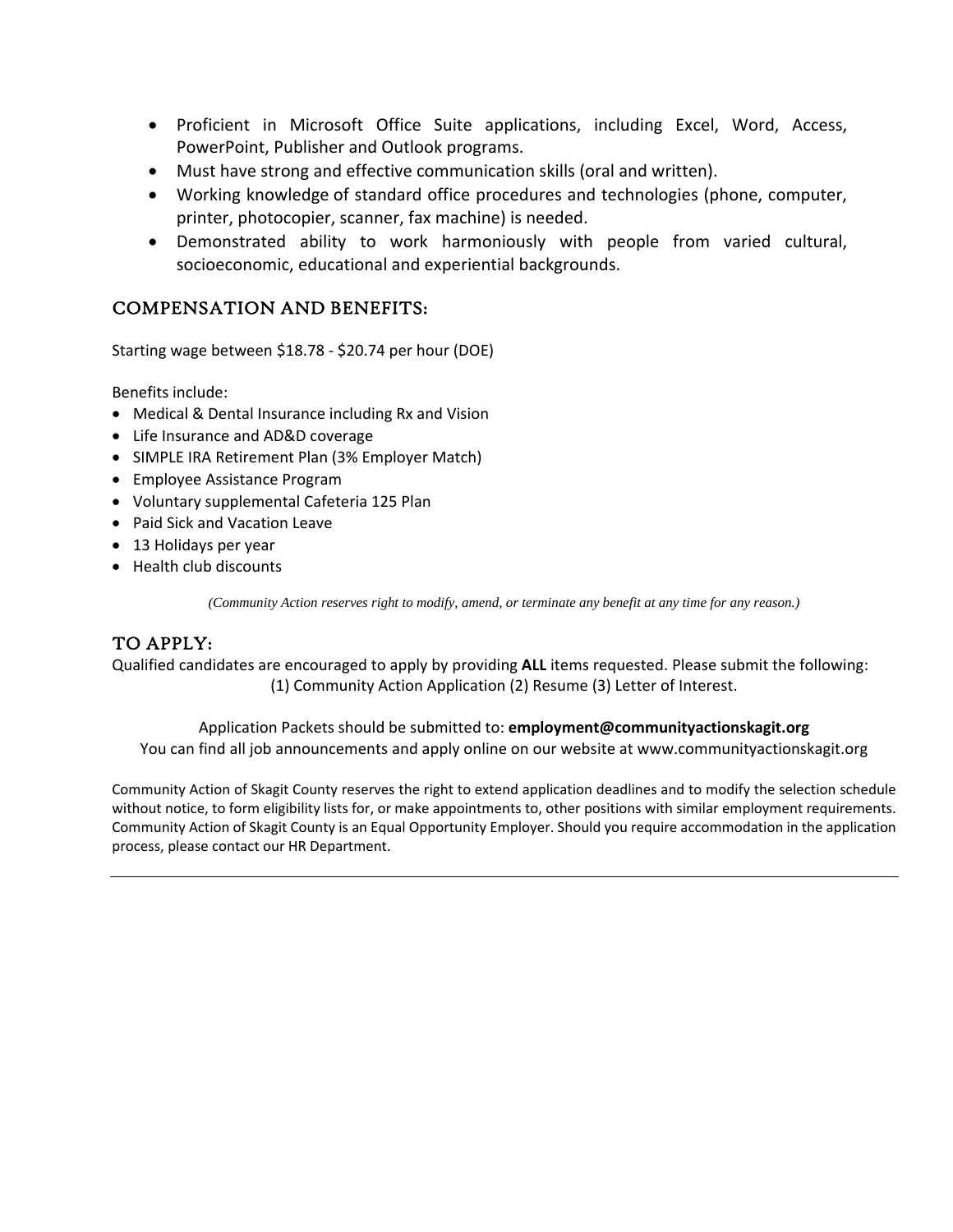- Proficient in Microsoft Office Suite applications, including Excel, Word, Access, PowerPoint, Publisher and Outlook programs.
- Must have strong and effective communication skills (oral and written).
- Working knowledge of standard office procedures and technologies (phone, computer, printer, photocopier, scanner, fax machine) is needed.
- Demonstrated ability to work harmoniously with people from varied cultural, socioeconomic, educational and experiential backgrounds.

## COMPENSATION AND BENEFITS:

Starting wage between $18.78 - $20.74 per hour (DOE)

Benefits include:

- Medical & Dental Insurance including Rx and Vision
- Life Insurance and AD&D coverage
- SIMPLE IRA Retirement Plan (3% Employer Match)
- Employee Assistance Program
- Voluntary supplemental Cafeteria 125 Plan
- Paid Sick and Vacation Leave
- 13 Holidays per year
- Health club discounts

*(Community Action reserves right to modify, amend, or terminate any benefit at any time for any reason.)*

## TO APPLY:

Qualified candidates are encouraged to apply by providing **ALL** items requested. Please submit the following: (1) Community Action Application (2) Resume (3) Letter of Interest.

Application Packets should be submitted to: **employment@communityactionskagit.org**
You can find all job announcements and apply online on our website at www.communityactionskagit.org

Community Action of Skagit County reserves the right to extend application deadlines and to modify the selection schedule without notice, to form eligibility lists for, or make appointments to, other positions with similar employment requirements. Community Action of Skagit County is an Equal Opportunity Employer. Should you require accommodation in the application process, please contact our HR Department.